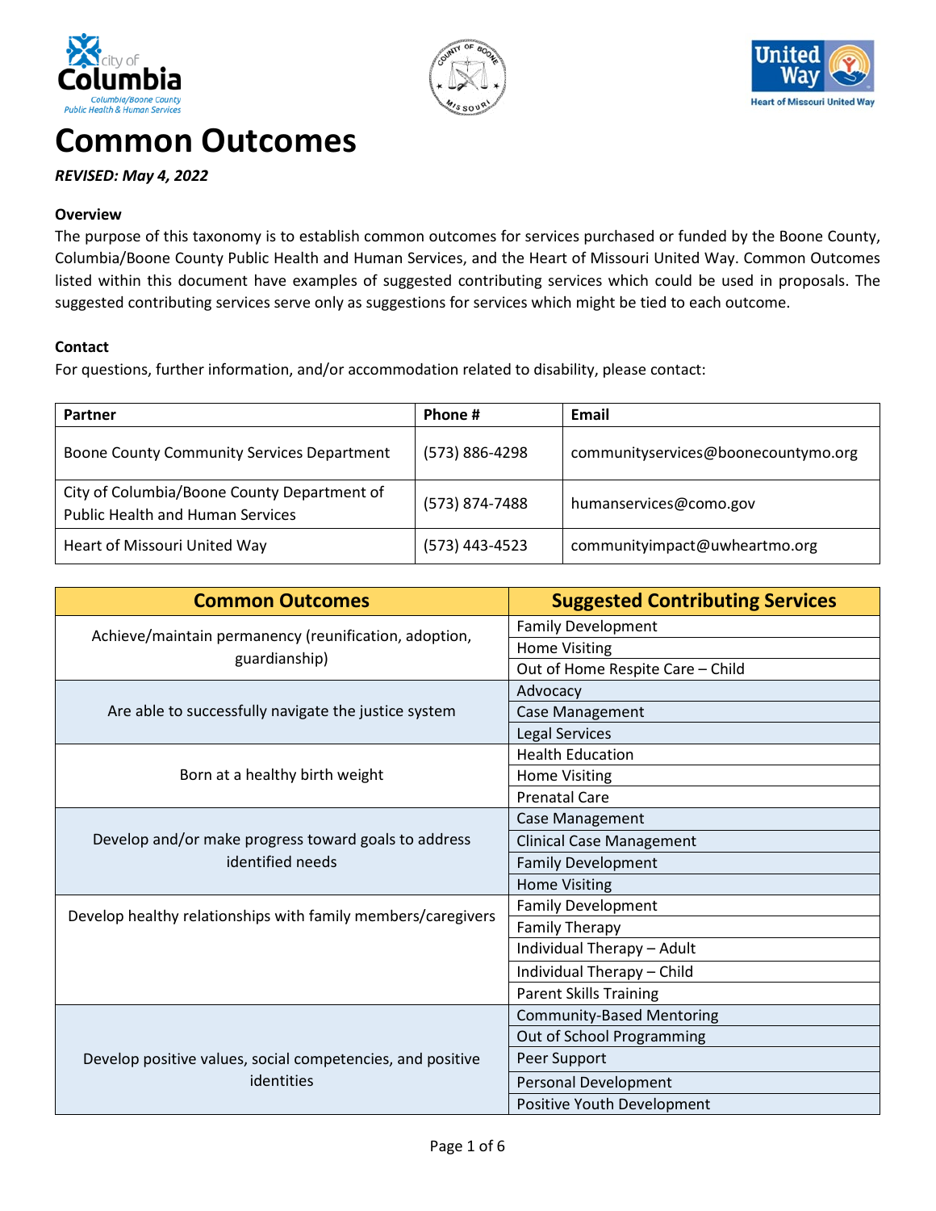# Common Outcomes

***REVISED: May 4, 2022***

**Overview**

The purpose of this taxonomy is to establish common outcomes for services purchased or funded by the Boone County, Columbia/Boone County Public Health and Human Services, and the Heart of Missouri United Way. Common Outcomes listed within this document have examples of suggested contributing services which could be used in proposals. The suggested contributing services serve only as suggestions for services which might be tied to each outcome.

**Contact**

For questions, further information, and/or accommodation related to disability, please contact:

| Partner | Phone # | Email |
|---|---|---|
| Boone County Community Services Department | (573) 886-4298 | communityservices@boonecountymo.org |
| City of Columbia/Boone County Department of Public Health and Human Services | (573) 874-7488 | humanservices@como.gov |
| Heart of Missouri United Way | (573) 443-4523 | communityimpact@uwheartmo.org |

| Common Outcomes | Suggested Contributing Services |
|---|---|
| Achieve/maintain permanency (reunification, adoption, guardianship) | Family Development |
| | Home Visiting |
| | Out of Home Respite Care – Child |
| Are able to successfully navigate the justice system | Advocacy |
| | Case Management |
| | Legal Services |
| Born at a healthy birth weight | Health Education |
| | Home Visiting |
| | Prenatal Care |
| Develop and/or make progress toward goals to address identified needs | Case Management |
| | Clinical Case Management |
| | Family Development |
| | Home Visiting |
| Develop healthy relationships with family members/caregivers | Family Development |
| | Family Therapy |
| | Individual Therapy – Adult |
| | Individual Therapy – Child |
| | Parent Skills Training |
| Develop positive values, social competencies, and positive identities | Community-Based Mentoring |
| | Out of School Programming |
| | Peer Support |
| | Personal Development |
| | Positive Youth Development |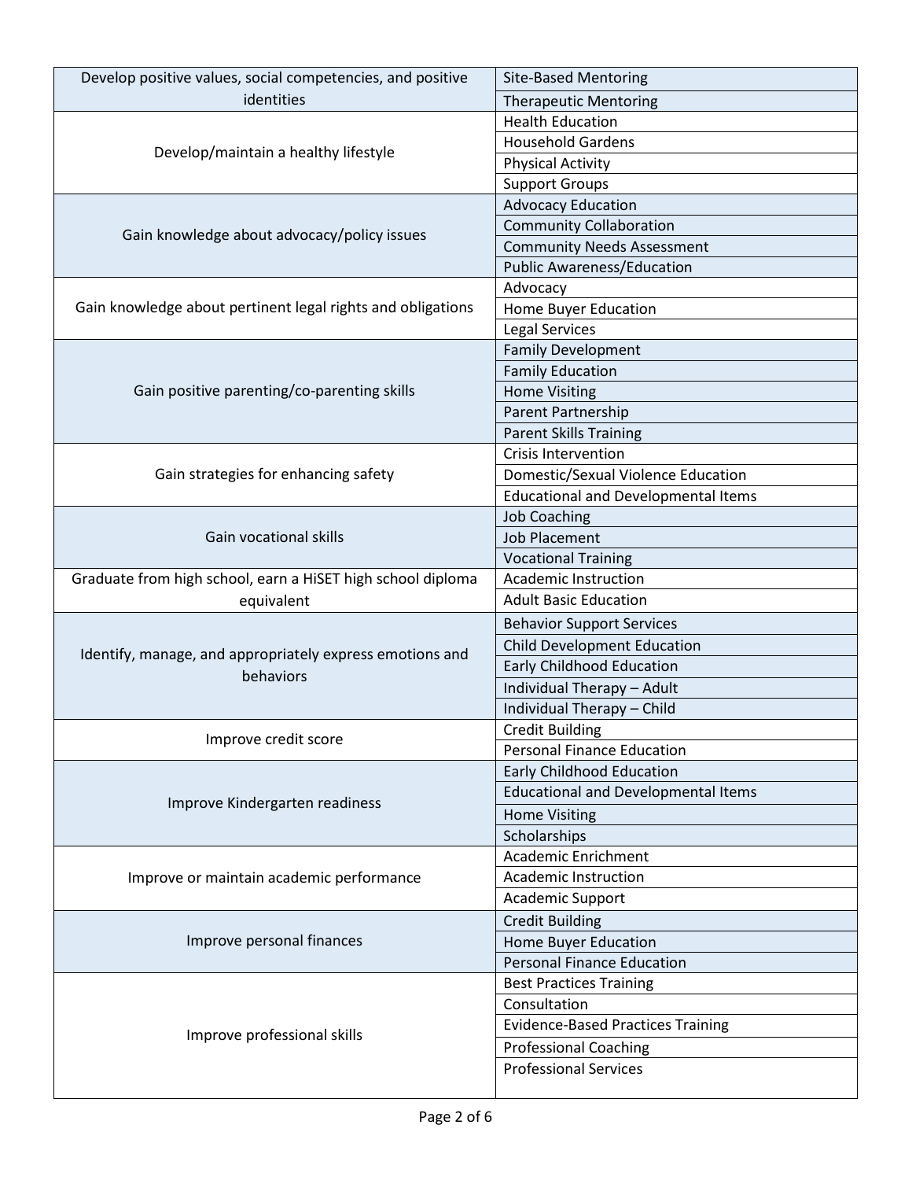| | |
|---|---|
| Develop positive values, social competencies, and positive identities | Site-Based Mentoring |
| | Therapeutic Mentoring |
| Develop/maintain a healthy lifestyle | Health Education |
| | Household Gardens |
| | Physical Activity |
| | Support Groups |
| Gain knowledge about advocacy/policy issues | Advocacy Education |
| | Community Collaboration |
| | Community Needs Assessment |
| | Public Awareness/Education |
| Gain knowledge about pertinent legal rights and obligations | Advocacy |
| | Home Buyer Education |
| | Legal Services |
| Gain positive parenting/co-parenting skills | Family Development |
| | Family Education |
| | Home Visiting |
| | Parent Partnership |
| | Parent Skills Training |
| Gain strategies for enhancing safety | Crisis Intervention |
| | Domestic/Sexual Violence Education |
| | Educational and Developmental Items |
| Gain vocational skills | Job Coaching |
| | Job Placement |
| | Vocational Training |
| Graduate from high school, earn a HiSET high school diploma equivalent | Academic Instruction |
| | Adult Basic Education |
| Identify, manage, and appropriately express emotions and behaviors | Behavior Support Services |
| | Child Development Education |
| | Early Childhood Education |
| | Individual Therapy – Adult |
| | Individual Therapy – Child |
| Improve credit score | Credit Building |
| | Personal Finance Education |
| Improve Kindergarten readiness | Early Childhood Education |
| | Educational and Developmental Items |
| | Home Visiting |
| | Scholarships |
| Improve or maintain academic performance | Academic Enrichment |
| | Academic Instruction |
| | Academic Support |
| Improve personal finances | Credit Building |
| | Home Buyer Education |
| | Personal Finance Education |
| Improve professional skills | Best Practices Training |
| | Consultation |
| | Evidence-Based Practices Training |
| | Professional Coaching |
| | Professional Services |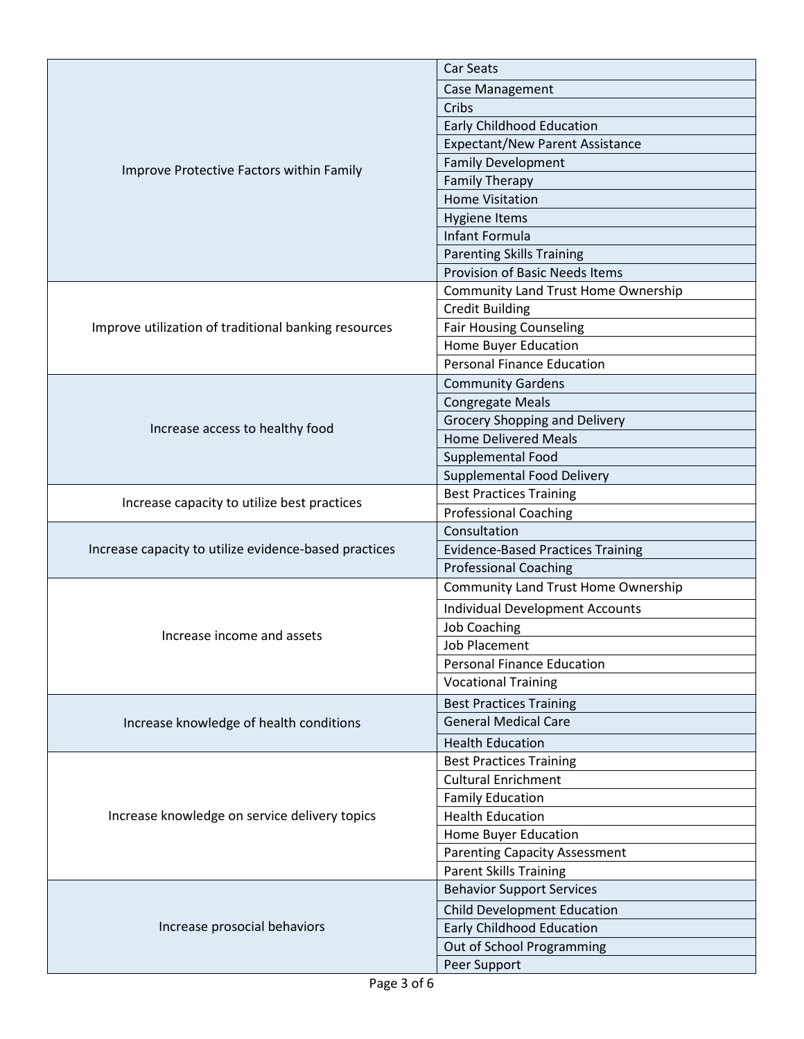| | |
|---|---|
| Improve Protective Factors within Family | Car Seats |
| | Case Management |
| | Cribs |
| | Early Childhood Education |
| | Expectant/New Parent Assistance |
| | Family Development |
| | Family Therapy |
| | Home Visitation |
| | Hygiene Items |
| | Infant Formula |
| | Parenting Skills Training |
| | Provision of Basic Needs Items |
| Improve utilization of traditional banking resources | Community Land Trust Home Ownership |
| | Credit Building |
| | Fair Housing Counseling |
| | Home Buyer Education |
| | Personal Finance Education |
| Increase access to healthy food | Community Gardens |
| | Congregate Meals |
| | Grocery Shopping and Delivery |
| | Home Delivered Meals |
| | Supplemental Food |
| | Supplemental Food Delivery |
| Increase capacity to utilize best practices | Best Practices Training |
| | Professional Coaching |
| Increase capacity to utilize evidence-based practices | Consultation |
| | Evidence-Based Practices Training |
| | Professional Coaching |
| Increase income and assets | Community Land Trust Home Ownership |
| | Individual Development Accounts |
| | Job Coaching |
| | Job Placement |
| | Personal Finance Education |
| | Vocational Training |
| Increase knowledge of health conditions | Best Practices Training |
| | General Medical Care |
| | Health Education |
| Increase knowledge on service delivery topics | Best Practices Training |
| | Cultural Enrichment |
| | Family Education |
| | Health Education |
| | Home Buyer Education |
| | Parenting Capacity Assessment |
| | Parent Skills Training |
| Increase prosocial behaviors | Behavior Support Services |
| | Child Development Education |
| | Early Childhood Education |
| | Out of School Programming |
| | Peer Support |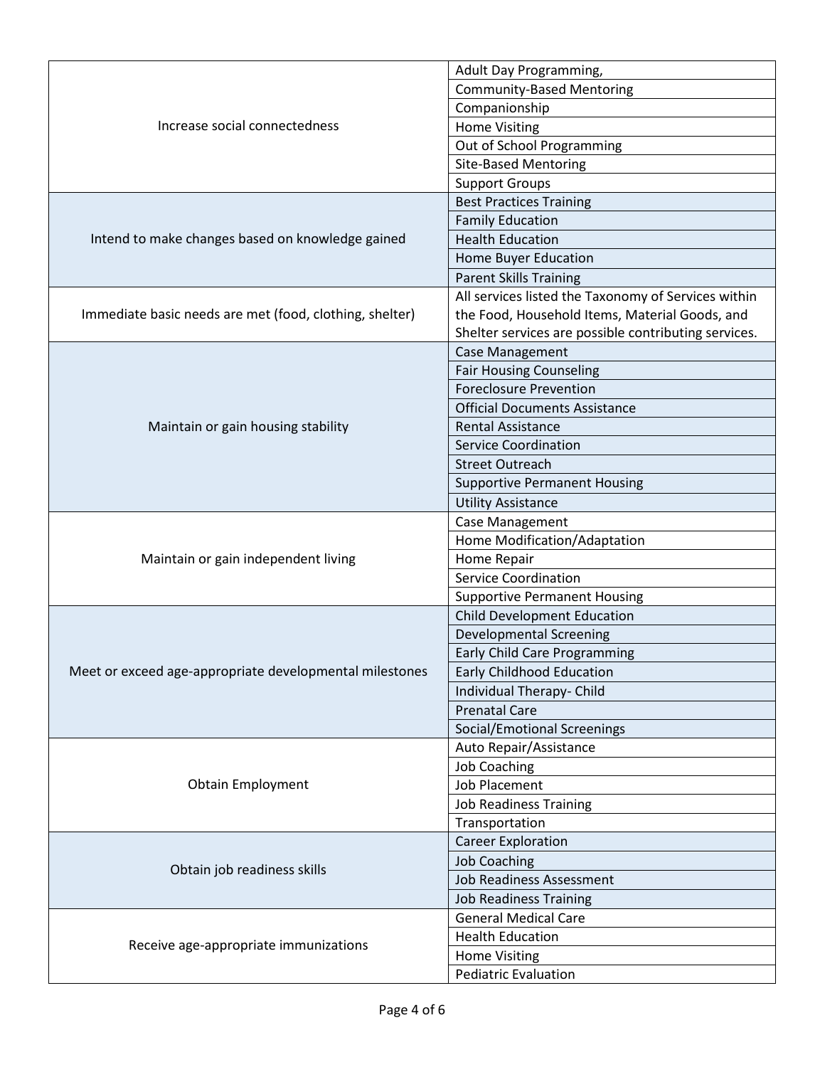| | |
|---|---|
| Increase social connectedness | Adult Day Programming, |
| | Community-Based Mentoring |
| | Companionship |
| | Home Visiting |
| | Out of School Programming |
| | Site-Based Mentoring |
| | Support Groups |
| Intend to make changes based on knowledge gained | Best Practices Training |
| | Family Education |
| | Health Education |
| | Home Buyer Education |
| | Parent Skills Training |
| Immediate basic needs are met (food, clothing, shelter) | All services listed the Taxonomy of Services within the Food, Household Items, Material Goods, and Shelter services are possible contributing services. |
| Maintain or gain housing stability | Case Management |
| | Fair Housing Counseling |
| | Foreclosure Prevention |
| | Official Documents Assistance |
| | Rental Assistance |
| | Service Coordination |
| | Street Outreach |
| | Supportive Permanent Housing |
| | Utility Assistance |
| Maintain or gain independent living | Case Management |
| | Home Modification/Adaptation |
| | Home Repair |
| | Service Coordination |
| | Supportive Permanent Housing |
| Meet or exceed age-appropriate developmental milestones | Child Development Education |
| | Developmental Screening |
| | Early Child Care Programming |
| | Early Childhood Education |
| | Individual Therapy- Child |
| | Prenatal Care |
| | Social/Emotional Screenings |
| Obtain Employment | Auto Repair/Assistance |
| | Job Coaching |
| | Job Placement |
| | Job Readiness Training |
| | Transportation |
| Obtain job readiness skills | Career Exploration |
| | Job Coaching |
| | Job Readiness Assessment |
| | Job Readiness Training |
| Receive age-appropriate immunizations | General Medical Care |
| | Health Education |
| | Home Visiting |
| | Pediatric Evaluation |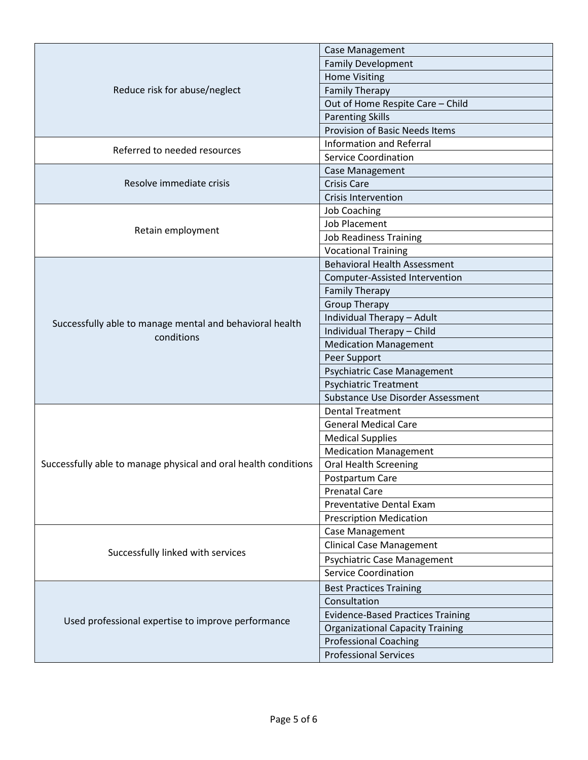| | |
|---|---|
| Reduce risk for abuse/neglect | Case Management |
| | Family Development |
| | Home Visiting |
| | Family Therapy |
| | Out of Home Respite Care – Child |
| | Parenting Skills |
| | Provision of Basic Needs Items |
| Referred to needed resources | Information and Referral |
| | Service Coordination |
| Resolve immediate crisis | Case Management |
| | Crisis Care |
| | Crisis Intervention |
| Retain employment | Job Coaching |
| | Job Placement |
| | Job Readiness Training |
| | Vocational Training |
| Successfully able to manage mental and behavioral health conditions | Behavioral Health Assessment |
| | Computer-Assisted Intervention |
| | Family Therapy |
| | Group Therapy |
| | Individual Therapy – Adult |
| | Individual Therapy – Child |
| | Medication Management |
| | Peer Support |
| | Psychiatric Case Management |
| | Psychiatric Treatment |
| | Substance Use Disorder Assessment |
| Successfully able to manage physical and oral health conditions | Dental Treatment |
| | General Medical Care |
| | Medical Supplies |
| | Medication Management |
| | Oral Health Screening |
| | Postpartum Care |
| | Prenatal Care |
| | Preventative Dental Exam |
| | Prescription Medication |
| Successfully linked with services | Case Management |
| | Clinical Case Management |
| | Psychiatric Case Management |
| | Service Coordination |
| Used professional expertise to improve performance | Best Practices Training |
| | Consultation |
| | Evidence-Based Practices Training |
| | Organizational Capacity Training |
| | Professional Coaching |
| | Professional Services |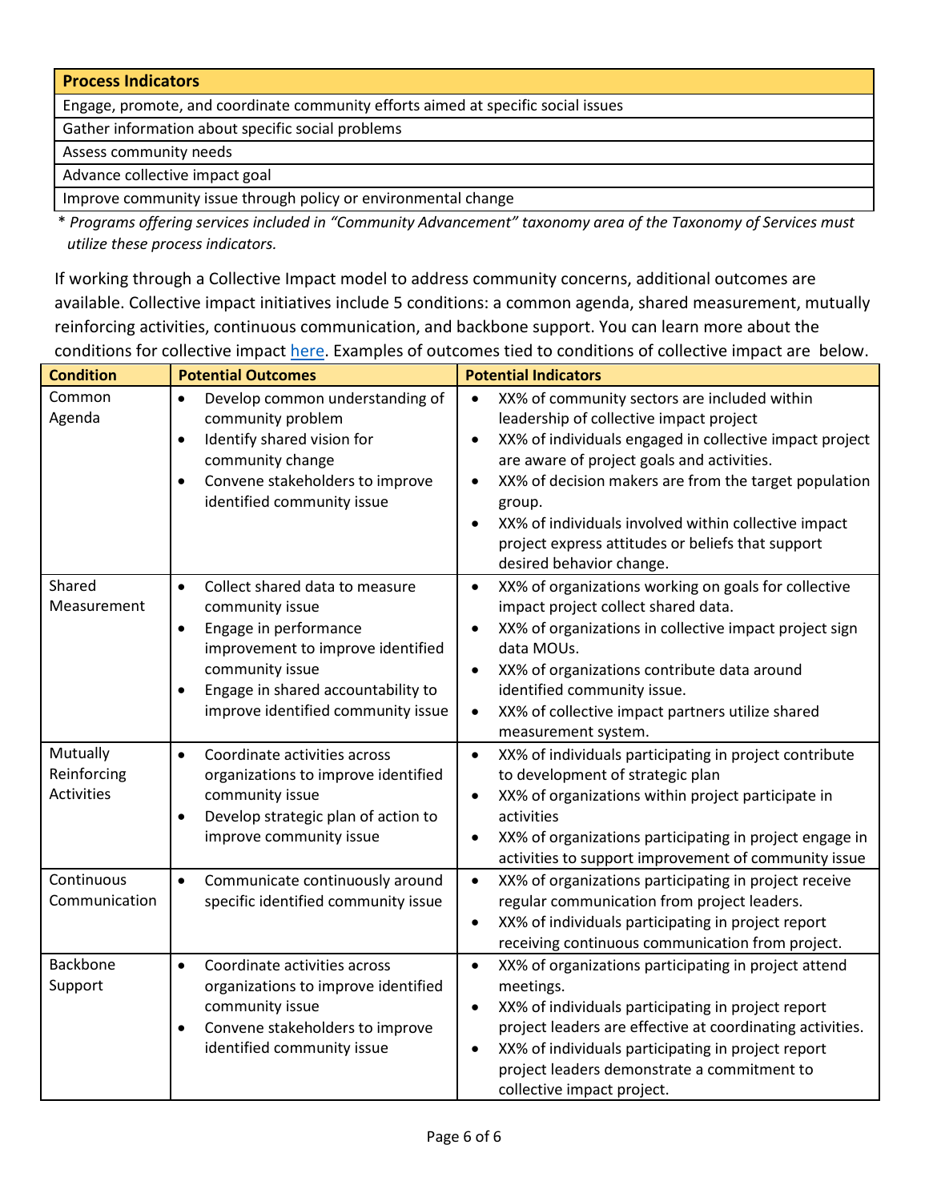| Process Indicators |
| --- |
| Engage, promote, and coordinate community efforts aimed at specific social issues |
| Gather information about specific social problems |
| Assess community needs |
| Advance collective impact goal |
| Improve community issue through policy or environmental change |

* *Programs offering services included in "Community Advancement" taxonomy area of the Taxonomy of Services must utilize these process indicators.*

If working through a Collective Impact model to address community concerns, additional outcomes are available. Collective impact initiatives include 5 conditions: a common agenda, shared measurement, mutually reinforcing activities, continuous communication, and backbone support. You can learn more about the conditions for collective impact here. Examples of outcomes tied to conditions of collective impact are below.

| Condition | Potential Outcomes | Potential Indicators |
| --- | --- | --- |
| Common Agenda | • Develop common understanding of community problem<br>• Identify shared vision for community change<br>• Convene stakeholders to improve identified community issue | • XX% of community sectors are included within leadership of collective impact project<br>• XX% of individuals engaged in collective impact project are aware of project goals and activities.<br>• XX% of decision makers are from the target population group.<br>• XX% of individuals involved within collective impact project express attitudes or beliefs that support desired behavior change. |
| Shared Measurement | • Collect shared data to measure community issue<br>• Engage in performance improvement to improve identified community issue<br>• Engage in shared accountability to improve identified community issue | • XX% of organizations working on goals for collective impact project collect shared data.<br>• XX% of organizations in collective impact project sign data MOUs.<br>• XX% of organizations contribute data around identified community issue.<br>• XX% of collective impact partners utilize shared measurement system. |
| Mutually Reinforcing Activities | • Coordinate activities across organizations to improve identified community issue<br>• Develop strategic plan of action to improve community issue | • XX% of individuals participating in project contribute to development of strategic plan<br>• XX% of organizations within project participate in activities<br>• XX% of organizations participating in project engage in activities to support improvement of community issue |
| Continuous Communication | • Communicate continuously around specific identified community issue | • XX% of organizations participating in project receive regular communication from project leaders.<br>• XX% of individuals participating in project report receiving continuous communication from project. |
| Backbone Support | • Coordinate activities across organizations to improve identified community issue<br>• Convene stakeholders to improve identified community issue | • XX% of organizations participating in project attend meetings.<br>• XX% of individuals participating in project report project leaders are effective at coordinating activities.<br>• XX% of individuals participating in project report project leaders demonstrate a commitment to collective impact project. |